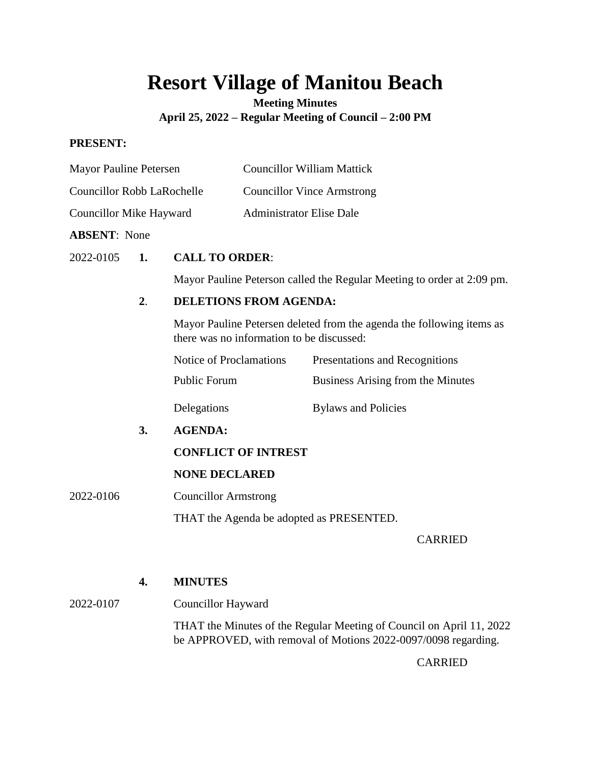# Resort Village of Manitou Beach

**Meeting Minutes**

**April 25, 2022 – Regular Meeting of Council – 2:00 PM**

**PRESENT:**

| | |
|---|---|
| Mayor Pauline Petersen | Councillor William Mattick |
| Councillor Robb LaRochelle | Councillor Vince Armstrong |
| Councillor Mike Hayward | Administrator Elise Dale |

**ABSENT**: None

2022-0105 **1. CALL TO ORDER**:

Mayor Pauline Peterson called the Regular Meeting to order at 2:09 pm.

**2. DELETIONS FROM AGENDA:**

Mayor Pauline Petersen deleted from the agenda the following items as there was no information to be discussed:

| | |
|---|---|
| Notice of Proclamations | Presentations and Recognitions |
| Public Forum | Business Arising from the Minutes |
| Delegations | Bylaws and Policies |

**3. AGENDA:**

**CONFLICT OF INTREST**

**NONE DECLARED**

2022-0106 Councillor Armstrong

THAT the Agenda be adopted as PRESENTED.

CARRIED

**4. MINUTES**

2022-0107 Councillor Hayward

THAT the Minutes of the Regular Meeting of Council on April 11, 2022 be APPROVED, with removal of Motions 2022-0097/0098 regarding.

CARRIED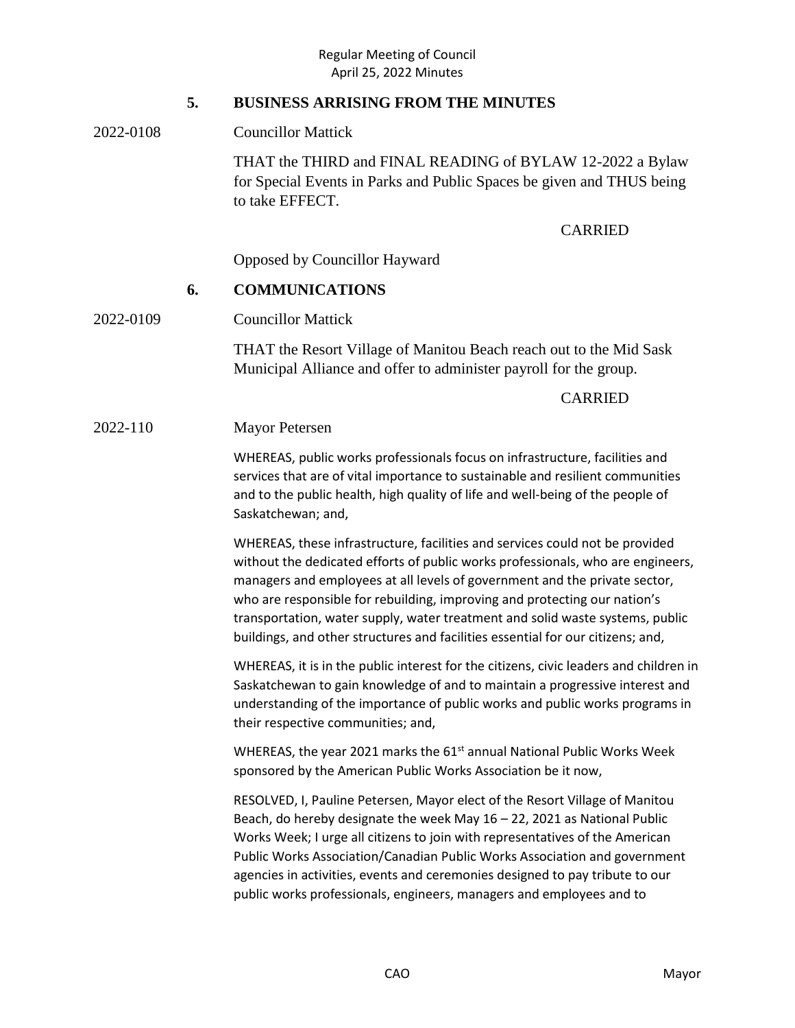## 5. BUSINESS ARRISING FROM THE MINUTES

2022-0108 Councillor Mattick

THAT the THIRD and FINAL READING of BYLAW 12-2022 a Bylaw for Special Events in Parks and Public Spaces be given and THUS being to take EFFECT.

CARRIED

Opposed by Councillor Hayward

## 6. COMMUNICATIONS

2022-0109 Councillor Mattick

THAT the Resort Village of Manitou Beach reach out to the Mid Sask Municipal Alliance and offer to administer payroll for the group.

CARRIED

2022-110 Mayor Petersen

WHEREAS, public works professionals focus on infrastructure, facilities and services that are of vital importance to sustainable and resilient communities and to the public health, high quality of life and well-being of the people of Saskatchewan; and,

WHEREAS, these infrastructure, facilities and services could not be provided without the dedicated efforts of public works professionals, who are engineers, managers and employees at all levels of government and the private sector, who are responsible for rebuilding, improving and protecting our nation's transportation, water supply, water treatment and solid waste systems, public buildings, and other structures and facilities essential for our citizens; and,

WHEREAS, it is in the public interest for the citizens, civic leaders and children in Saskatchewan to gain knowledge of and to maintain a progressive interest and understanding of the importance of public works and public works programs in their respective communities; and,

WHEREAS, the year 2021 marks the 61st annual National Public Works Week sponsored by the American Public Works Association be it now,

RESOLVED, I, Pauline Petersen, Mayor elect of the Resort Village of Manitou Beach, do hereby designate the week May 16 – 22, 2021 as National Public Works Week; I urge all citizens to join with representatives of the American Public Works Association/Canadian Public Works Association and government agencies in activities, events and ceremonies designed to pay tribute to our public works professionals, engineers, managers and employees and to

CAO Mayor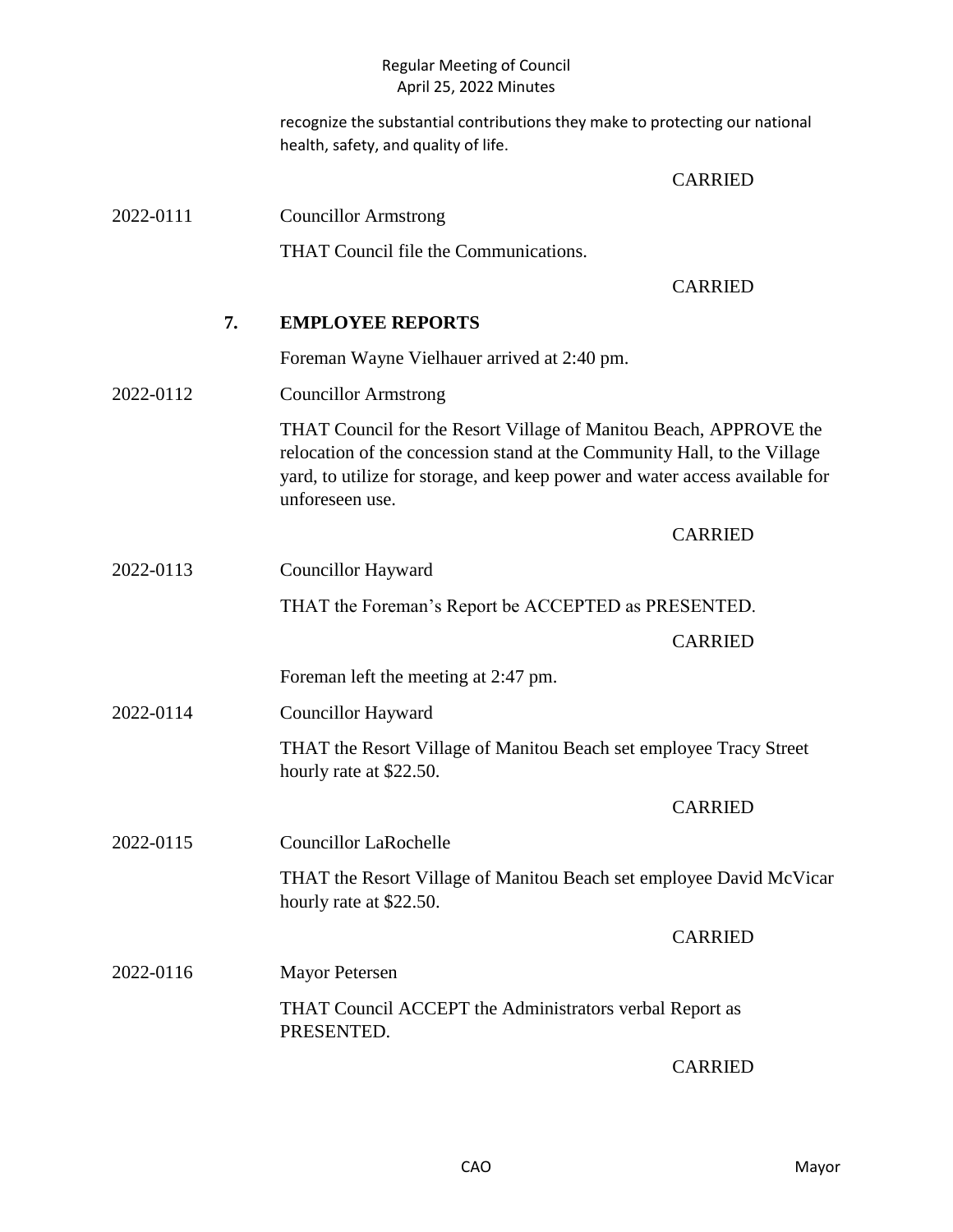recognize the substantial contributions they make to protecting our national health, safety, and quality of life.

CARRIED

2022-0111 Councillor Armstrong

THAT Council file the Communications.

CARRIED

## 7. EMPLOYEE REPORTS

Foreman Wayne Vielhauer arrived at 2:40 pm.

2022-0112 Councillor Armstrong

THAT Council for the Resort Village of Manitou Beach, APPROVE the relocation of the concession stand at the Community Hall, to the Village yard, to utilize for storage, and keep power and water access available for unforeseen use.

CARRIED

2022-0113 Councillor Hayward

THAT the Foreman's Report be ACCEPTED as PRESENTED.

CARRIED

Foreman left the meeting at 2:47 pm.

2022-0114 Councillor Hayward

THAT the Resort Village of Manitou Beach set employee Tracy Street hourly rate at $22.50.

CARRIED

2022-0115 Councillor LaRochelle

THAT the Resort Village of Manitou Beach set employee David McVicar hourly rate at $22.50.

CARRIED

2022-0116 Mayor Petersen

THAT Council ACCEPT the Administrators verbal Report as PRESENTED.

CARRIED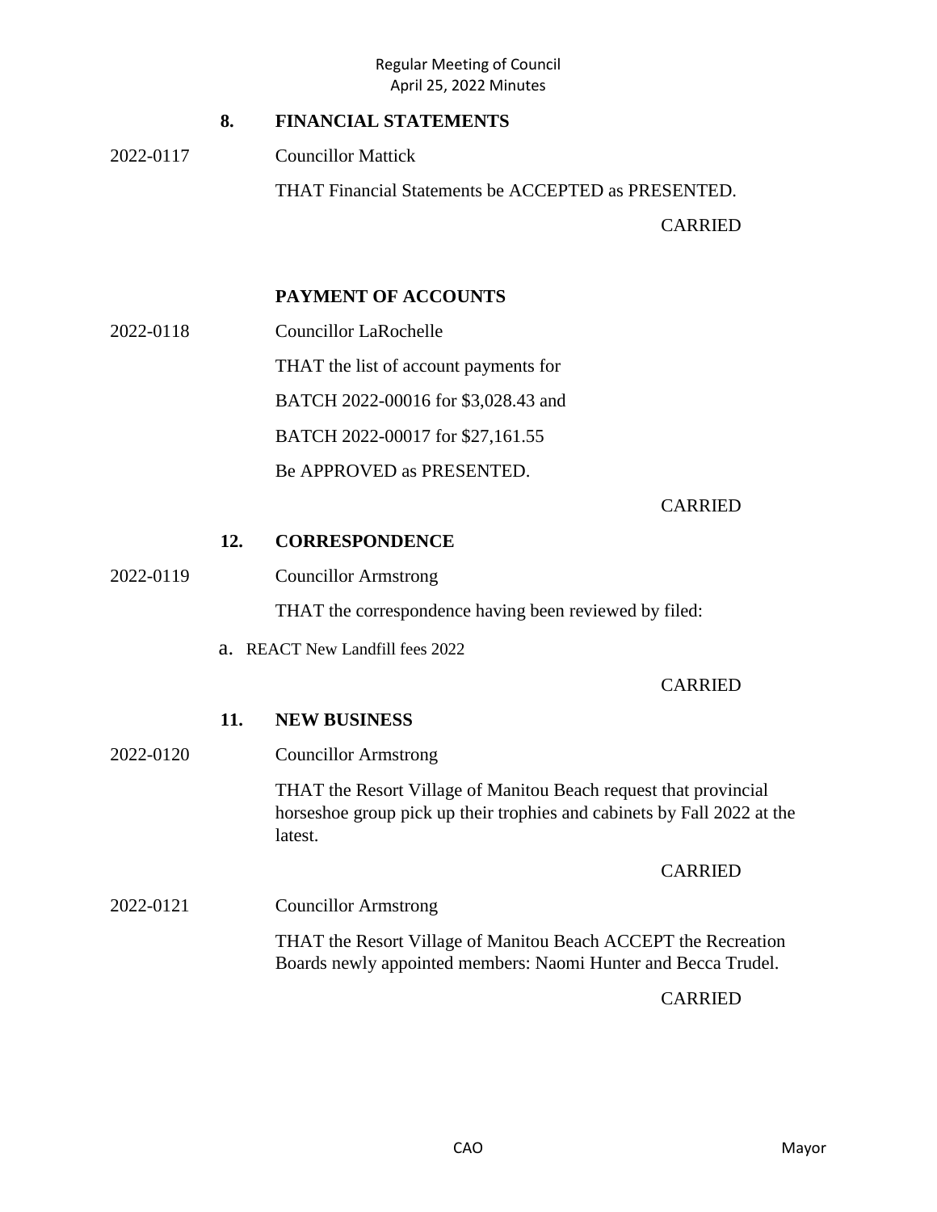## 8. FINANCIAL STATEMENTS

2022-0117 Councillor Mattick

THAT Financial Statements be ACCEPTED as PRESENTED.

CARRIED

## PAYMENT OF ACCOUNTS

2022-0118 Councillor LaRochelle

THAT the list of account payments for

BATCH 2022-00016 for $3,028.43 and

BATCH 2022-00017 for $27,161.55

Be APPROVED as PRESENTED.

CARRIED

## 12. CORRESPONDENCE

2022-0119 Councillor Armstrong

THAT the correspondence having been reviewed by filed:

a. REACT New Landfill fees 2022

CARRIED

## 11. NEW BUSINESS

2022-0120 Councillor Armstrong

THAT the Resort Village of Manitou Beach request that provincial horseshoe group pick up their trophies and cabinets by Fall 2022 at the latest.

CARRIED

2022-0121 Councillor Armstrong

THAT the Resort Village of Manitou Beach ACCEPT the Recreation Boards newly appointed members: Naomi Hunter and Becca Trudel.

CARRIED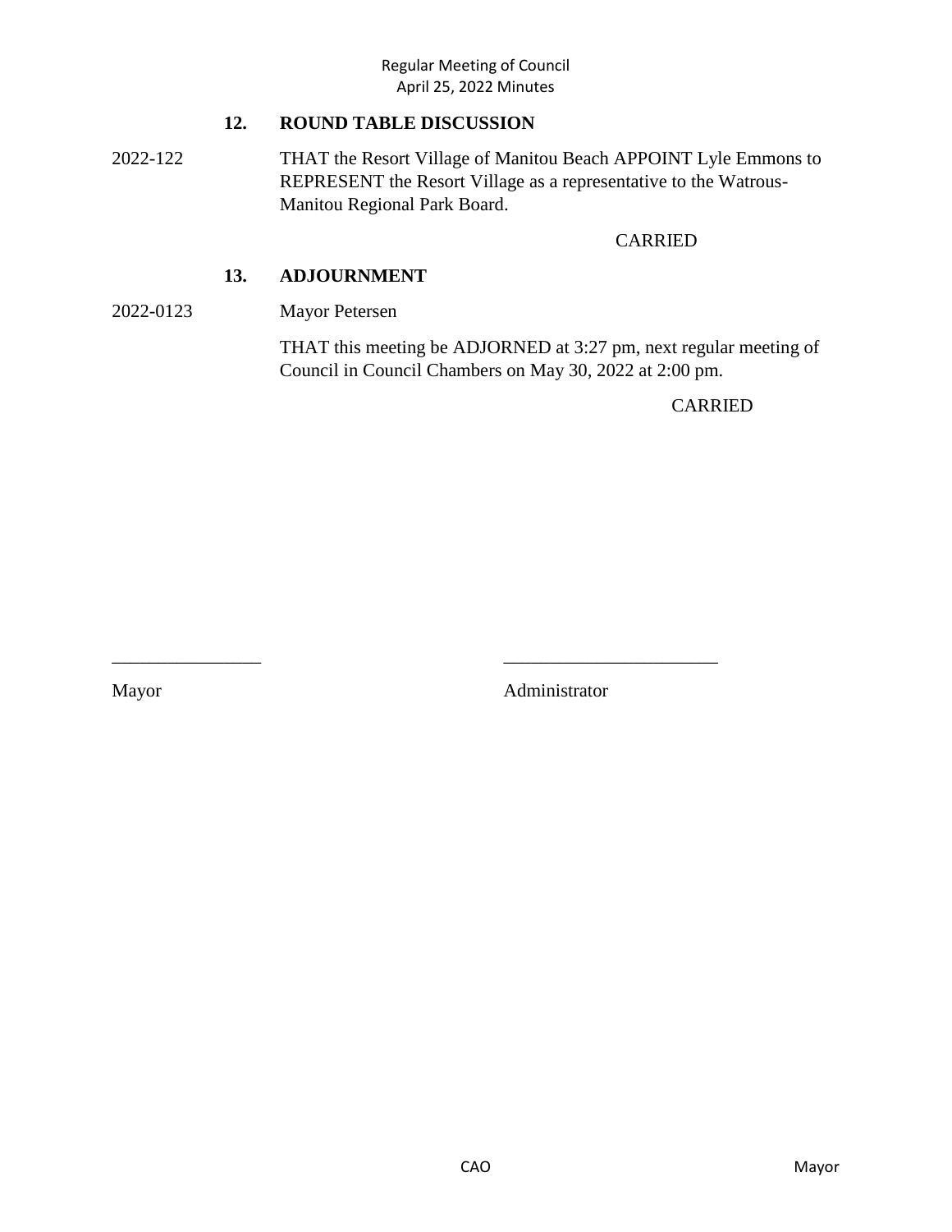## 12. ROUND TABLE DISCUSSION

2022-122 THAT the Resort Village of Manitou Beach APPOINT Lyle Emmons to REPRESENT the Resort Village as a representative to the Watrous-Manitou Regional Park Board.

CARRIED

## 13. ADJOURNMENT

2022-0123 Mayor Petersen

THAT this meeting be ADJORNED at 3:27 pm, next regular meeting of Council in Council Chambers on May 30, 2022 at 2:00 pm.

CARRIED

________________ ________________________

Mayor Administrator